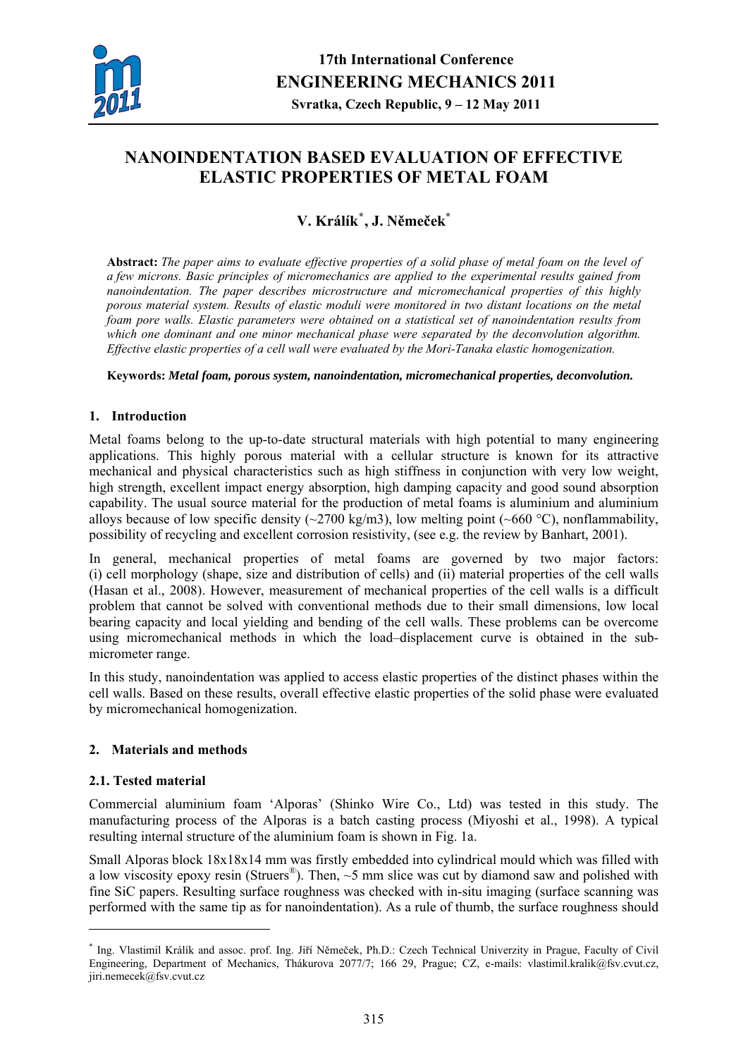# NANOINDENTATION BASED EVALUATION OF EFFECTIVE ELASTIC PROPERTIES OF METAL FOAM

**V. Králík[*], J. Němeček[*]**

**Abstract:** *The paper aims to evaluate effective properties of a solid phase of metal foam on the level of a few microns. Basic principles of micromechanics are applied to the experimental results gained from nanoindentation. The paper describes microstructure and micromechanical properties of this highly porous material system. Results of elastic moduli were monitored in two distant locations on the metal foam pore walls. Elastic parameters were obtained on a statistical set of nanoindentation results from which one dominant and one minor mechanical phase were separated by the deconvolution algorithm. Effective elastic properties of a cell wall were evaluated by the Mori-Tanaka elastic homogenization.*

**Keywords:** ***Metal foam, porous system, nanoindentation, micromechanical properties, deconvolution.***

## 1. Introduction

Metal foams belong to the up-to-date structural materials with high potential to many engineering applications. This highly porous material with a cellular structure is known for its attractive mechanical and physical characteristics such as high stiffness in conjunction with very low weight, high strength, excellent impact energy absorption, high damping capacity and good sound absorption capability. The usual source material for the production of metal foams is aluminium and aluminium alloys because of low specific density (~2700 kg/m3), low melting point (~660 °C), nonflammability, possibility of recycling and excellent corrosion resistivity, (see e.g. the review by Banhart, 2001).

In general, mechanical properties of metal foams are governed by two major factors: (i) cell morphology (shape, size and distribution of cells) and (ii) material properties of the cell walls (Hasan et al., 2008). However, measurement of mechanical properties of the cell walls is a difficult problem that cannot be solved with conventional methods due to their small dimensions, low local bearing capacity and local yielding and bending of the cell walls. These problems can be overcome using micromechanical methods in which the load–displacement curve is obtained in the sub-micrometer range.

In this study, nanoindentation was applied to access elastic properties of the distinct phases within the cell walls. Based on these results, overall effective elastic properties of the solid phase were evaluated by micromechanical homogenization.

## 2. Materials and methods

### 2.1. Tested material

Commercial aluminium foam 'Alporas' (Shinko Wire Co., Ltd) was tested in this study. The manufacturing process of the Alporas is a batch casting process (Miyoshi et al., 1998). A typical resulting internal structure of the aluminium foam is shown in Fig. 1a.

Small Alporas block 18x18x14 mm was firstly embedded into cylindrical mould which was filled with a low viscosity epoxy resin (Struers®). Then, ~5 mm slice was cut by diamond saw and polished with fine SiC papers. Resulting surface roughness was checked with in-situ imaging (surface scanning was performed with the same tip as for nanoindentation). As a rule of thumb, the surface roughness should

---

[*] Ing. Vlastimil Králík and assoc. prof. Ing. Jiří Němeček, Ph.D.: Czech Technical Univerzity in Prague, Faculty of Civil Engineering, Department of Mechanics, Thákurova 2077/7; 166 29, Prague; CZ, e-mails: vlastimil.kralik@fsv.cvut.cz, jiri.nemecek@fsv.cvut.cz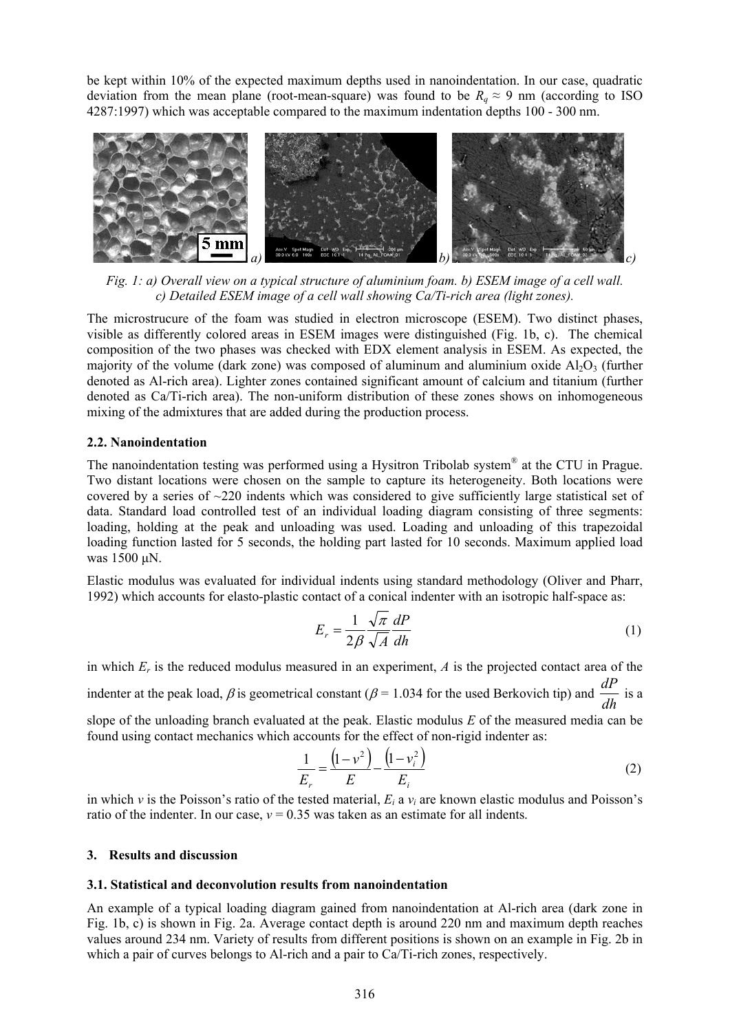be kept within 10% of the expected maximum depths used in nanoindentation. In our case, quadratic deviation from the mean plane (root-mean-square) was found to be $R_q \approx 9$ nm (according to ISO 4287:1997) which was acceptable compared to the maximum indentation depths 100 - 300 nm.

*Fig. 1: a) Overall view on a typical structure of aluminium foam. b) ESEM image of a cell wall. c) Detailed ESEM image of a cell wall showing Ca/Ti-rich area (light zones).*

The microstrucure of the foam was studied in electron microscope (ESEM). Two distinct phases, visible as differently colored areas in ESEM images were distinguished (Fig. 1b, c). The chemical composition of the two phases was checked with EDX element analysis in ESEM. As expected, the majority of the volume (dark zone) was composed of aluminum and aluminium oxide $Al_2O_3$ (further denoted as Al-rich area). Lighter zones contained significant amount of calcium and titanium (further denoted as Ca/Ti-rich area). The non-uniform distribution of these zones shows on inhomogeneous mixing of the admixtures that are added during the production process.

### 2.2. Nanoindentation

The nanoindentation testing was performed using a Hysitron Tribolab system® at the CTU in Prague. Two distant locations were chosen on the sample to capture its heterogeneity. Both locations were covered by a series of ~220 indents which was considered to give sufficiently large statistical set of data. Standard load controlled test of an individual loading diagram consisting of three segments: loading, holding at the peak and unloading was used. Loading and unloading of this trapezoidal loading function lasted for 5 seconds, the holding part lasted for 10 seconds. Maximum applied load was 1500 μN.

Elastic modulus was evaluated for individual indents using standard methodology (Oliver and Pharr, 1992) which accounts for elasto-plastic contact of a conical indenter with an isotropic half-space as:

$$E_r = \frac{1}{2\beta} \frac{\sqrt{\pi}}{\sqrt{A}} \frac{dP}{dh} \tag{1}$$

in which $E_r$ is the reduced modulus measured in an experiment, $A$ is the projected contact area of the indenter at the peak load, $\beta$ is geometrical constant ($\beta$ = 1.034 for the used Berkovich tip) and $\frac{dP}{dh}$ is a slope of the unloading branch evaluated at the peak. Elastic modulus $E$ of the measured media can be found using contact mechanics which accounts for the effect of non-rigid indenter as:

$$\frac{1}{E_r} = \frac{\left(1-v^2\right)}{E} - \frac{\left(1-v_i^2\right)}{E_i} \tag{2}$$

in which $v$ is the Poisson's ratio of the tested material, $E_i$ a $v_i$ are known elastic modulus and Poisson's ratio of the indenter. In our case, $v$ = 0.35 was taken as an estimate for all indents.

## 3. Results and discussion

### 3.1. Statistical and deconvolution results from nanoindentation

An example of a typical loading diagram gained from nanoindentation at Al-rich area (dark zone in Fig. 1b, c) is shown in Fig. 2a. Average contact depth is around 220 nm and maximum depth reaches values around 234 nm. Variety of results from different positions is shown on an example in Fig. 2b in which a pair of curves belongs to Al-rich and a pair to Ca/Ti-rich zones, respectively.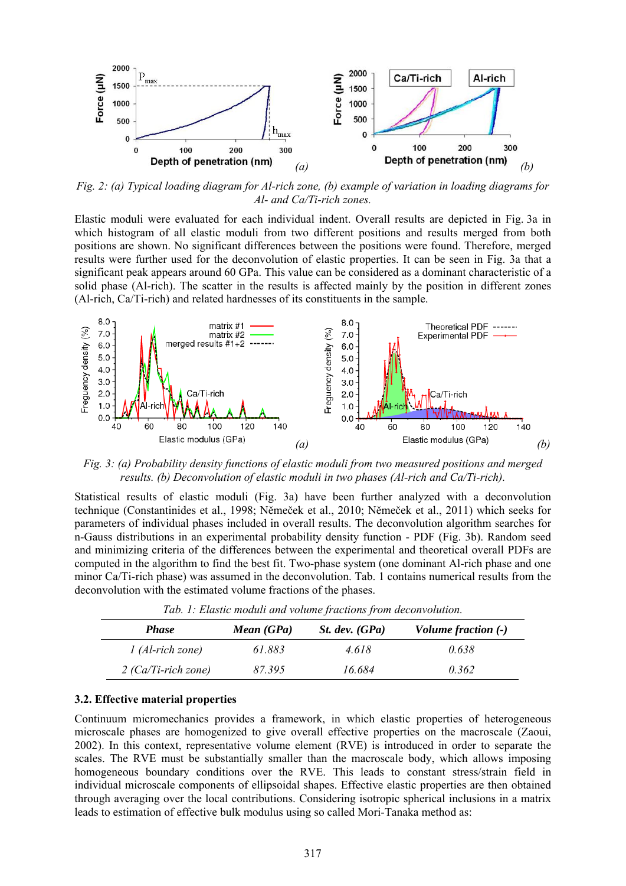*Fig. 2: (a) Typical loading diagram for Al-rich zone, (b) example of variation in loading diagrams for Al- and Ca/Ti-rich zones.*

Elastic moduli were evaluated for each individual indent. Overall results are depicted in Fig. 3a in which histogram of all elastic moduli from two different positions and results merged from both positions are shown. No significant differences between the positions were found. Therefore, merged results were further used for the deconvolution of elastic properties. It can be seen in Fig. 3a that a significant peak appears around 60 GPa. This value can be considered as a dominant characteristic of a solid phase (Al-rich). The scatter in the results is affected mainly by the position in different zones (Al-rich, Ca/Ti-rich) and related hardnesses of its constituents in the sample.

*Fig. 3: (a) Probability density functions of elastic moduli from two measured positions and merged results. (b) Deconvolution of elastic moduli in two phases (Al-rich and Ca/Ti-rich).*

Statistical results of elastic moduli (Fig. 3a) have been further analyzed with a deconvolution technique (Constantinides et al., 1998; Němeček et al., 2010; Němeček et al., 2011) which seeks for parameters of individual phases included in overall results. The deconvolution algorithm searches for n-Gauss distributions in an experimental probability density function - PDF (Fig. 3b). Random seed and minimizing criteria of the differences between the experimental and theoretical overall PDFs are computed in the algorithm to find the best fit. Two-phase system (one dominant Al-rich phase and one minor Ca/Ti-rich phase) was assumed in the deconvolution. Tab. 1 contains numerical results from the deconvolution with the estimated volume fractions of the phases.

*Tab. 1: Elastic moduli and volume fractions from deconvolution.*

| *Phase* | *Mean (GPa)* | *St. dev. (GPa)* | *Volume fraction (-)* |
|---|---|---|---|
| *1 (Al-rich zone)* | *61.883* | *4.618* | *0.638* |
| *2 (Ca/Ti-rich zone)* | *87.395* | *16.684* | *0.362* |

### 3.2. Effective material properties

Continuum micromechanics provides a framework, in which elastic properties of heterogeneous microscale phases are homogenized to give overall effective properties on the macroscale (Zaoui, 2002). In this context, representative volume element (RVE) is introduced in order to separate the scales. The RVE must be substantially smaller than the macroscale body, which allows imposing homogeneous boundary conditions over the RVE. This leads to constant stress/strain field in individual microscale components of ellipsoidal shapes. Effective elastic properties are then obtained through averaging over the local contributions. Considering isotropic spherical inclusions in a matrix leads to estimation of effective bulk modulus using so called Mori-Tanaka method as: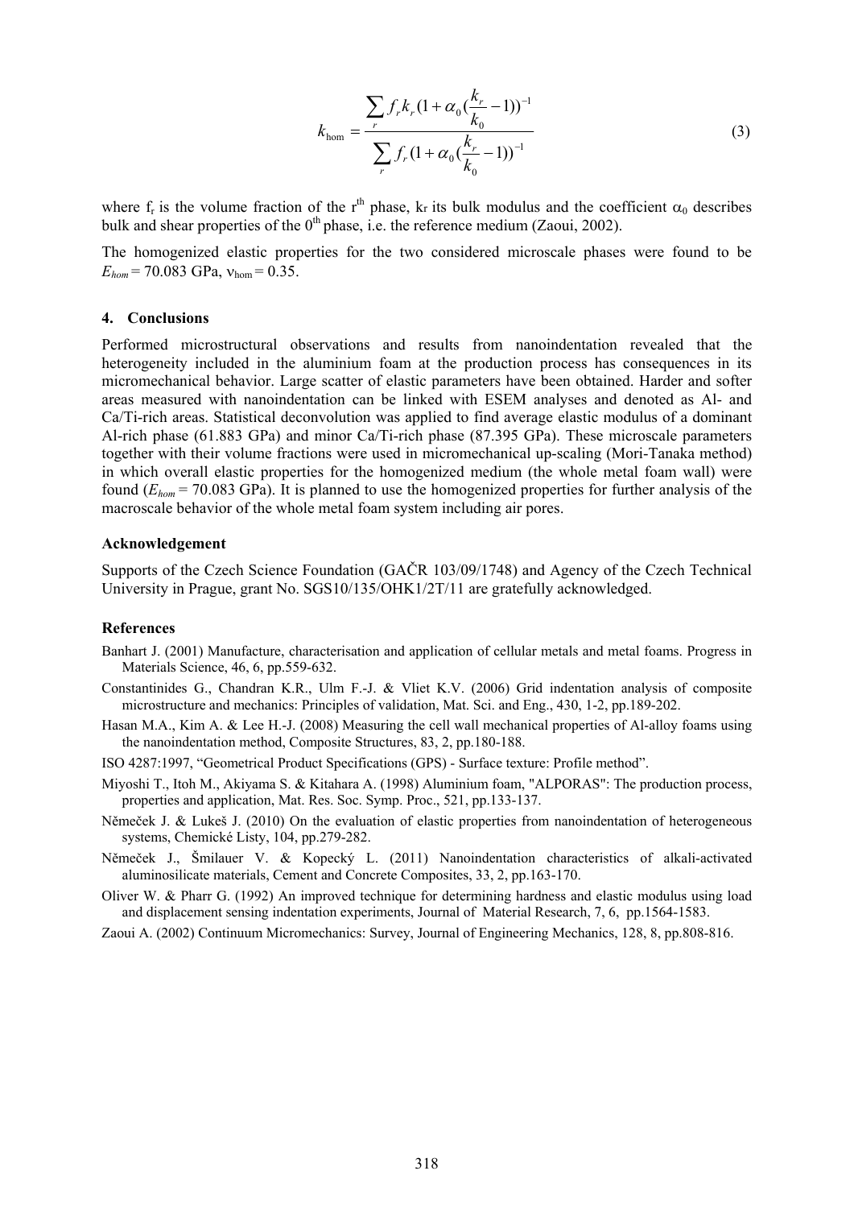$$k_{\text{hom}} = \frac{\sum_r f_r k_r (1 + \alpha_0 (\frac{k_r}{k_0} - 1))^{-1}}{\sum_r f_r (1 + \alpha_0 (\frac{k_r}{k_0} - 1))^{-1}} \tag{3}$$

where $f_r$ is the volume fraction of the $r^{th}$ phase, $k_r$ its bulk modulus and the coefficient $\alpha_0$ describes bulk and shear properties of the $0^{th}$ phase, i.e. the reference medium (Zaoui, 2002).

The homogenized elastic properties for the two considered microscale phases were found to be $E_{hom}$ = 70.083 GPa, $\nu_{hom}$ = 0.35.

## 4. Conclusions

Performed microstructural observations and results from nanoindentation revealed that the heterogeneity included in the aluminium foam at the production process has consequences in its micromechanical behavior. Large scatter of elastic parameters have been obtained. Harder and softer areas measured with nanoindentation can be linked with ESEM analyses and denoted as Al- and Ca/Ti-rich areas. Statistical deconvolution was applied to find average elastic modulus of a dominant Al-rich phase (61.883 GPa) and minor Ca/Ti-rich phase (87.395 GPa). These microscale parameters together with their volume fractions were used in micromechanical up-scaling (Mori-Tanaka method) in which overall elastic properties for the homogenized medium (the whole metal foam wall) were found ($E_{hom}$ = 70.083 GPa). It is planned to use the homogenized properties for further analysis of the macroscale behavior of the whole metal foam system including air pores.

### Acknowledgement

Supports of the Czech Science Foundation (GAČR 103/09/1748) and Agency of the Czech Technical University in Prague, grant No. SGS10/135/OHK1/2T/11 are gratefully acknowledged.

### References

Banhart J. (2001) Manufacture, characterisation and application of cellular metals and metal foams. Progress in Materials Science, 46, 6, pp.559-632.

Constantinides G., Chandran K.R., Ulm F.-J. & Vliet K.V. (2006) Grid indentation analysis of composite microstructure and mechanics: Principles of validation, Mat. Sci. and Eng., 430, 1-2, pp.189-202.

Hasan M.A., Kim A. & Lee H.-J. (2008) Measuring the cell wall mechanical properties of Al-alloy foams using the nanoindentation method, Composite Structures, 83, 2, pp.180-188.

ISO 4287:1997, "Geometrical Product Specifications (GPS) - Surface texture: Profile method".

Miyoshi T., Itoh M., Akiyama S. & Kitahara A. (1998) Aluminium foam, "ALPORAS": The production process, properties and application, Mat. Res. Soc. Symp. Proc., 521, pp.133-137.

Němeček J. & Lukeš J. (2010) On the evaluation of elastic properties from nanoindentation of heterogeneous systems, Chemické Listy, 104, pp.279-282.

Němeček J., Šmilauer V. & Kopecký L. (2011) Nanoindentation characteristics of alkali-activated aluminosilicate materials, Cement and Concrete Composites, 33, 2, pp.163-170.

Oliver W. & Pharr G. (1992) An improved technique for determining hardness and elastic modulus using load and displacement sensing indentation experiments, Journal of Material Research, 7, 6, pp.1564-1583.

Zaoui A. (2002) Continuum Micromechanics: Survey, Journal of Engineering Mechanics, 128, 8, pp.808-816.